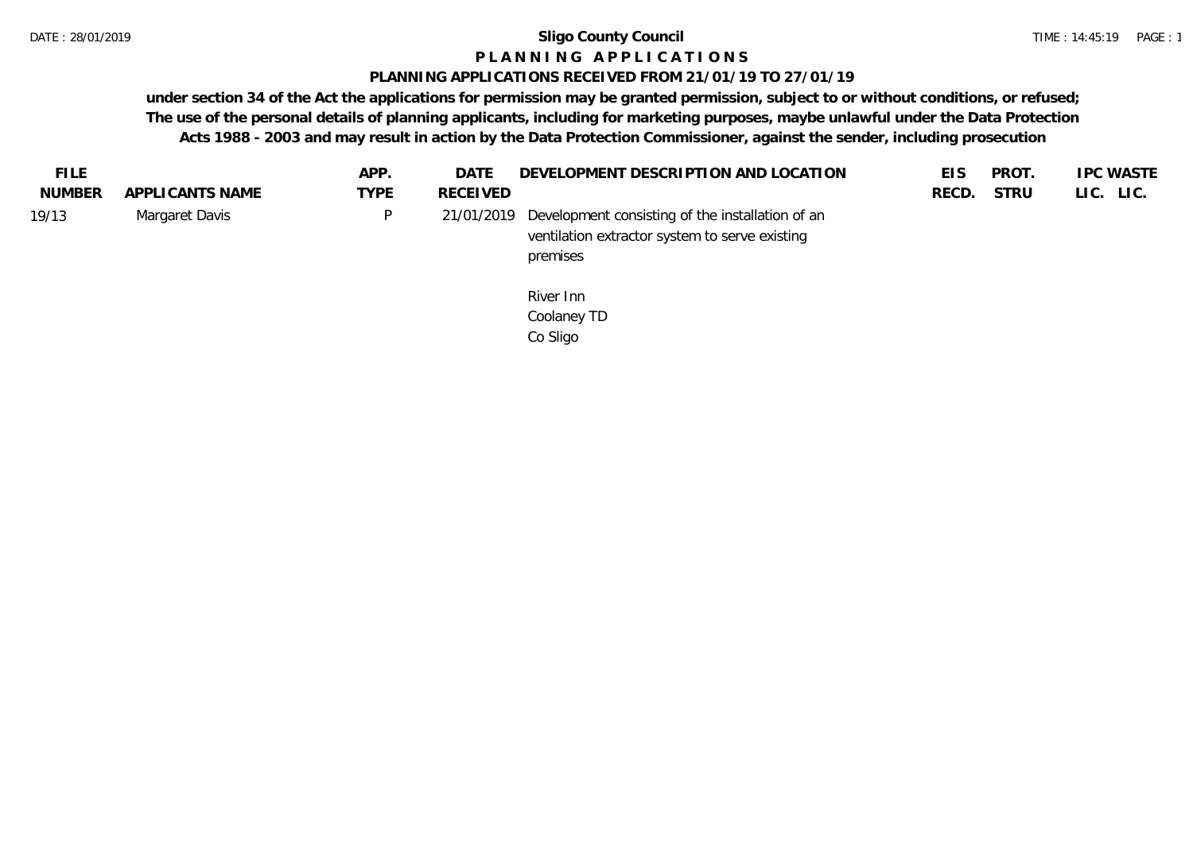# Sligo County Council

## P L A N N I N G   A P P L I C A T I O N S

### PLANNING APPLICATIONS RECEIVED FROM 21/01/19 TO 27/01/19

**under section 34 of the Act the applications for permission may be granted permission, subject to or without conditions, or refused; The use of the personal details of planning applicants, including for marketing purposes, maybe unlawful under the Data Protection Acts 1988 - 2003 and may result in action by the Data Protection Commissioner, against the sender, including prosecution**

| FILE NUMBER | APPLICANTS NAME | APP. TYPE | DATE RECEIVED | DEVELOPMENT DESCRIPTION AND LOCATION | EIS RECD. | PROT. STRU | IPC LIC. | WASTE LIC. |
|---|---|---|---|---|---|---|---|---|
| 19/13 | Margaret Davis | P | 21/01/2019 | Development consisting of the installation of an ventilation extractor system to serve existing premises<br><br>River Inn<br>Coolaney TD<br>Co Sligo | | | | |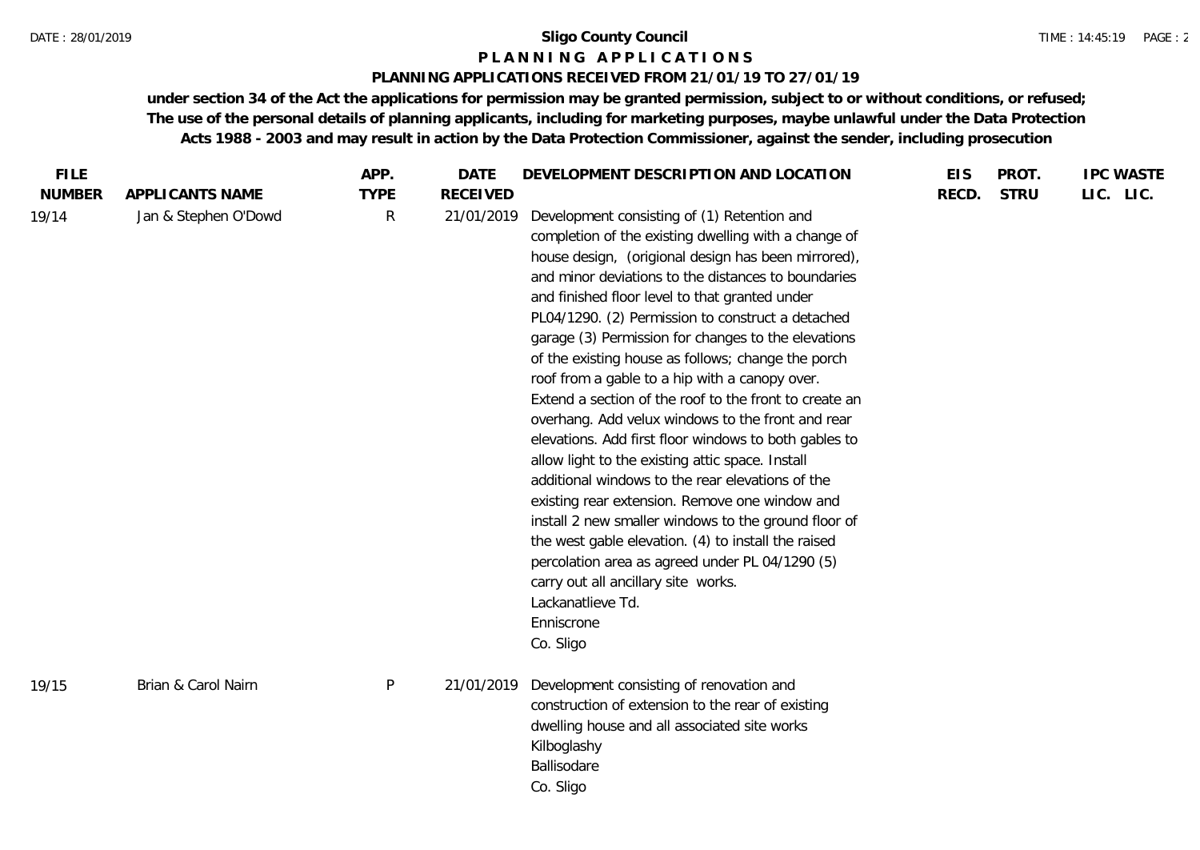**Sligo County Council**

**P L A N N I N G   A P P L I C A T I O N S**

**PLANNING APPLICATIONS RECEIVED FROM 21/01/19 TO 27/01/19**

**under section 34 of the Act the applications for permission may be granted permission, subject to or without conditions, or refused; The use of the personal details of planning applicants, including for marketing purposes, maybe unlawful under the Data Protection Acts 1988 - 2003 and may result in action by the Data Protection Commissioner, against the sender, including prosecution**

| FILE NUMBER | APPLICANTS NAME | APP. TYPE | DATE RECEIVED | DEVELOPMENT DESCRIPTION AND LOCATION | EIS RECD. | PROT. STRU | IPC LIC. | WASTE LIC. |
|---|---|---|---|---|---|---|---|---|
| 19/14 | Jan & Stephen O'Dowd | R | 21/01/2019 | Development consisting of (1) Retention and completion of the existing dwelling with a change of house design, (origional design has been mirrored), and minor deviations to the distances to boundaries and finished floor level to that granted under PL04/1290. (2) Permission to construct a detached garage (3) Permission for changes to the elevations of the existing house as follows; change the porch roof from a gable to a hip with a canopy over. Extend a section of the roof to the front to create an overhang. Add velux windows to the front and rear elevations. Add first floor windows to both gables to allow light to the existing attic space. Install additional windows to the rear elevations of the existing rear extension. Remove one window and install 2 new smaller windows to the ground floor of the west gable elevation. (4) to install the raised percolation area as agreed under PL 04/1290 (5) carry out all ancillary site works.<br>Lackanatlieve Td.<br>Enniscrone<br>Co. Sligo | | | | |
| 19/15 | Brian & Carol Nairn | P | 21/01/2019 | Development consisting of renovation and construction of extension to the rear of existing dwelling house and all associated site works<br>Kilboglashy<br>Ballisodare<br>Co. Sligo | | | | |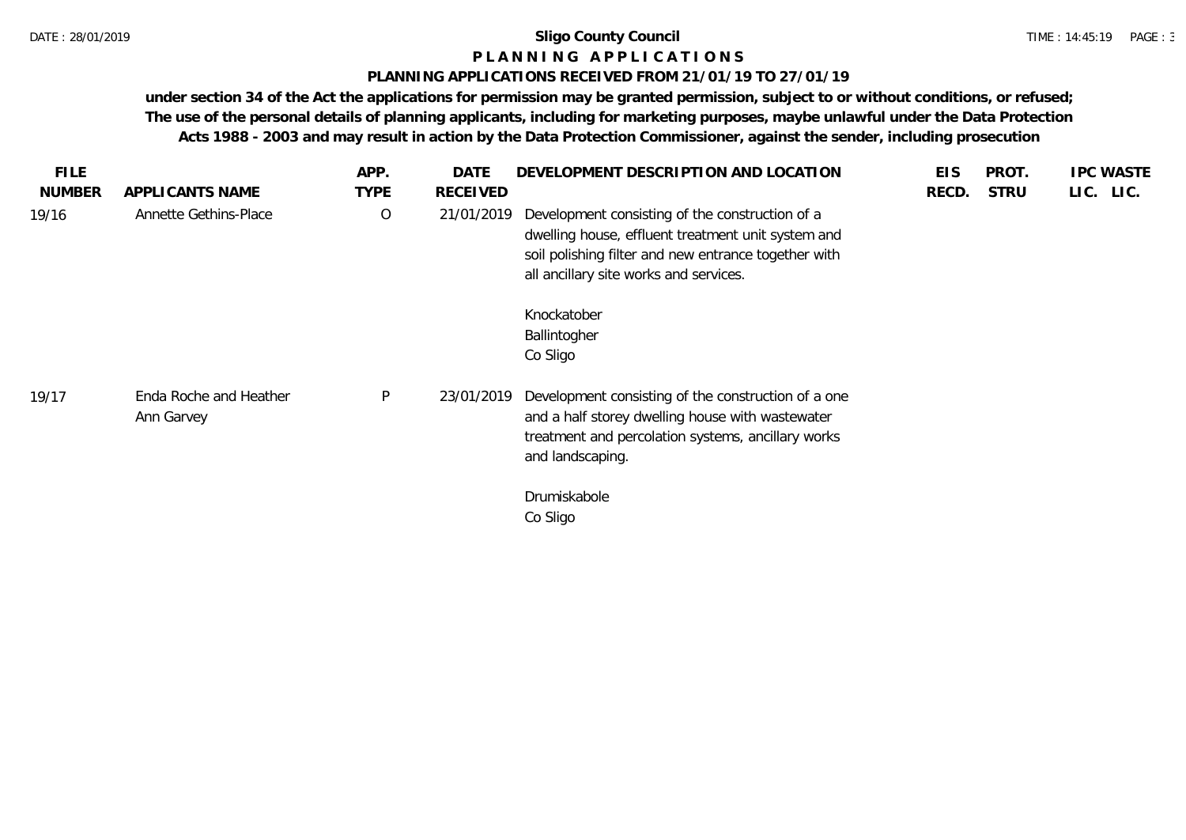# Sligo County Council

## P L A N N I N G   A P P L I C A T I O N S

### PLANNING APPLICATIONS RECEIVED FROM 21/01/19 TO 27/01/19

**under section 34 of the Act the applications for permission may be granted permission, subject to or without conditions, or refused; The use of the personal details of planning applicants, including for marketing purposes, maybe unlawful under the Data Protection Acts 1988 - 2003 and may result in action by the Data Protection Commissioner, against the sender, including prosecution**

| FILE NUMBER | APPLICANTS NAME | APP. TYPE | DATE RECEIVED | DEVELOPMENT DESCRIPTION AND LOCATION | EIS RECD. | PROT. STRU | IPC LIC. | WASTE LIC. |
|---|---|---|---|---|---|---|---|---|
| 19/16 | Annette Gethins-Place | O | 21/01/2019 | Development consisting of the construction of a dwelling house, effluent treatment unit system and soil polishing filter and new entrance together with all ancillary site works and services.<br><br>Knockatober<br>Ballintogher<br>Co Sligo | | | | |
| 19/17 | Enda Roche and Heather Ann Garvey | P | 23/01/2019 | Development consisting of the construction of a one and a half storey dwelling house with wastewater treatment and percolation systems, ancillary works and landscaping.<br><br>Drumiskabole<br>Co Sligo | | | | |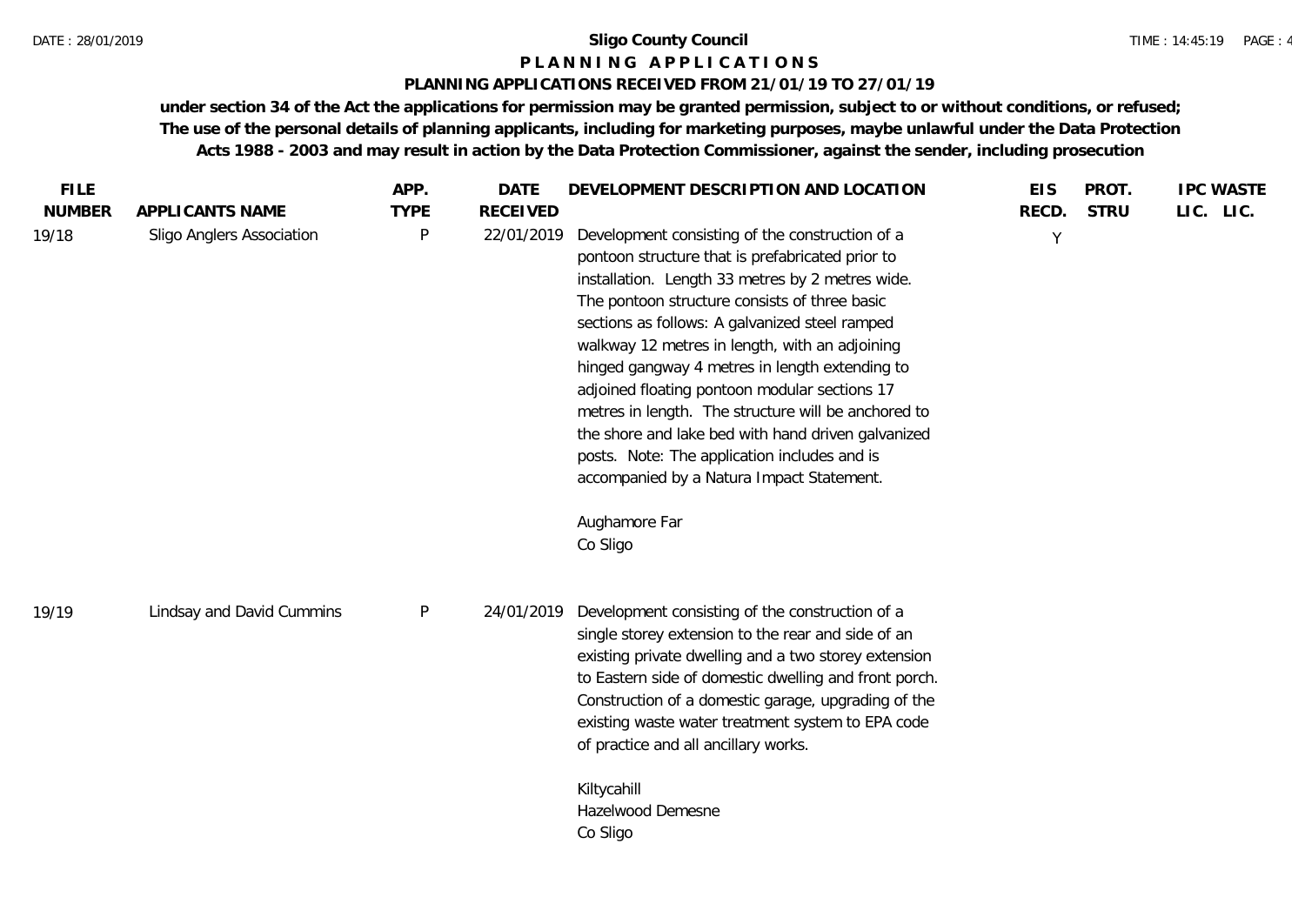# Sligo County Council

## P L A N N I N G   A P P L I C A T I O N S

### PLANNING APPLICATIONS RECEIVED FROM 21/01/19 TO 27/01/19

**under section 34 of the Act the applications for permission may be granted permission, subject to or without conditions, or refused; The use of the personal details of planning applicants, including for marketing purposes, maybe unlawful under the Data Protection Acts 1988 - 2003 and may result in action by the Data Protection Commissioner, against the sender, including prosecution**

| FILE NUMBER | APPLICANTS NAME | APP. TYPE | DATE RECEIVED | DEVELOPMENT DESCRIPTION AND LOCATION | EIS RECD. | PROT. STRU | IPC LIC. | WASTE LIC. |
|---|---|---|---|---|---|---|---|---|
| 19/18 | Sligo Anglers Association | P | 22/01/2019 | Development consisting of the construction of a pontoon structure that is prefabricated prior to installation. Length 33 metres by 2 metres wide. The pontoon structure consists of three basic sections as follows: A galvanized steel ramped walkway 12 metres in length, with an adjoining hinged gangway 4 metres in length extending to adjoined floating pontoon modular sections 17 metres in length. The structure will be anchored to the shore and lake bed with hand driven galvanized posts. Note: The application includes and is accompanied by a Natura Impact Statement.<br><br>Aughamore Far<br>Co Sligo | Y | | | |
| 19/19 | Lindsay and David Cummins | P | 24/01/2019 | Development consisting of the construction of a single storey extension to the rear and side of an existing private dwelling and a two storey extension to Eastern side of domestic dwelling and front porch. Construction of a domestic garage, upgrading of the existing waste water treatment system to EPA code of practice and all ancillary works.<br><br>Kiltycahill<br>Hazelwood Demesne<br>Co Sligo | | | | |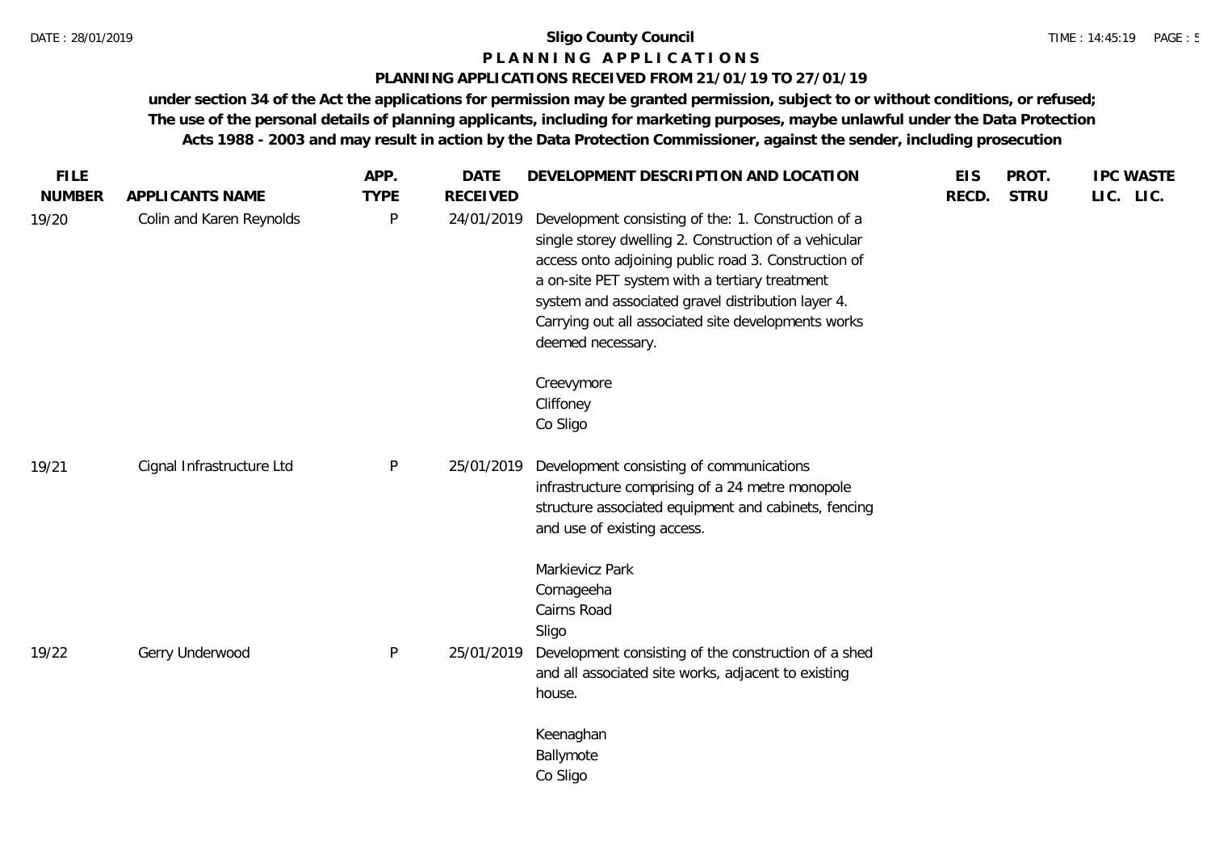# Sligo County Council

## P L A N N I N G   A P P L I C A T I O N S

### PLANNING APPLICATIONS RECEIVED FROM 21/01/19 TO 27/01/19

**under section 34 of the Act the applications for permission may be granted permission, subject to or without conditions, or refused; The use of the personal details of planning applicants, including for marketing purposes, maybe unlawful under the Data Protection Acts 1988 - 2003 and may result in action by the Data Protection Commissioner, against the sender, including prosecution**

| FILE NUMBER | APPLICANTS NAME | APP. TYPE | DATE RECEIVED | DEVELOPMENT DESCRIPTION AND LOCATION | EIS RECD. | PROT. STRU | IPC LIC. | WASTE LIC. |
|---|---|---|---|---|---|---|---|---|
| 19/20 | Colin and Karen Reynolds | P | 24/01/2019 | Development consisting of the: 1. Construction of a single storey dwelling 2. Construction of a vehicular access onto adjoining public road 3. Construction of a on-site PET system with a tertiary treatment system and associated gravel distribution layer 4. Carrying out all associated site developments works deemed necessary.<br><br>Creevymore<br>Cliffoney<br>Co Sligo | | | | |
| 19/21 | Cignal Infrastructure Ltd | P | 25/01/2019 | Development consisting of communications infrastructure comprising of a 24 metre monopole structure associated equipment and cabinets, fencing and use of existing access.<br><br>Markievicz Park<br>Cornageeha<br>Cairns Road<br>Sligo | | | | |
| 19/22 | Gerry Underwood | P | 25/01/2019 | Development consisting of the construction of a shed and all associated site works, adjacent to existing house.<br><br>Keenaghan<br>Ballymote<br>Co Sligo | | | | |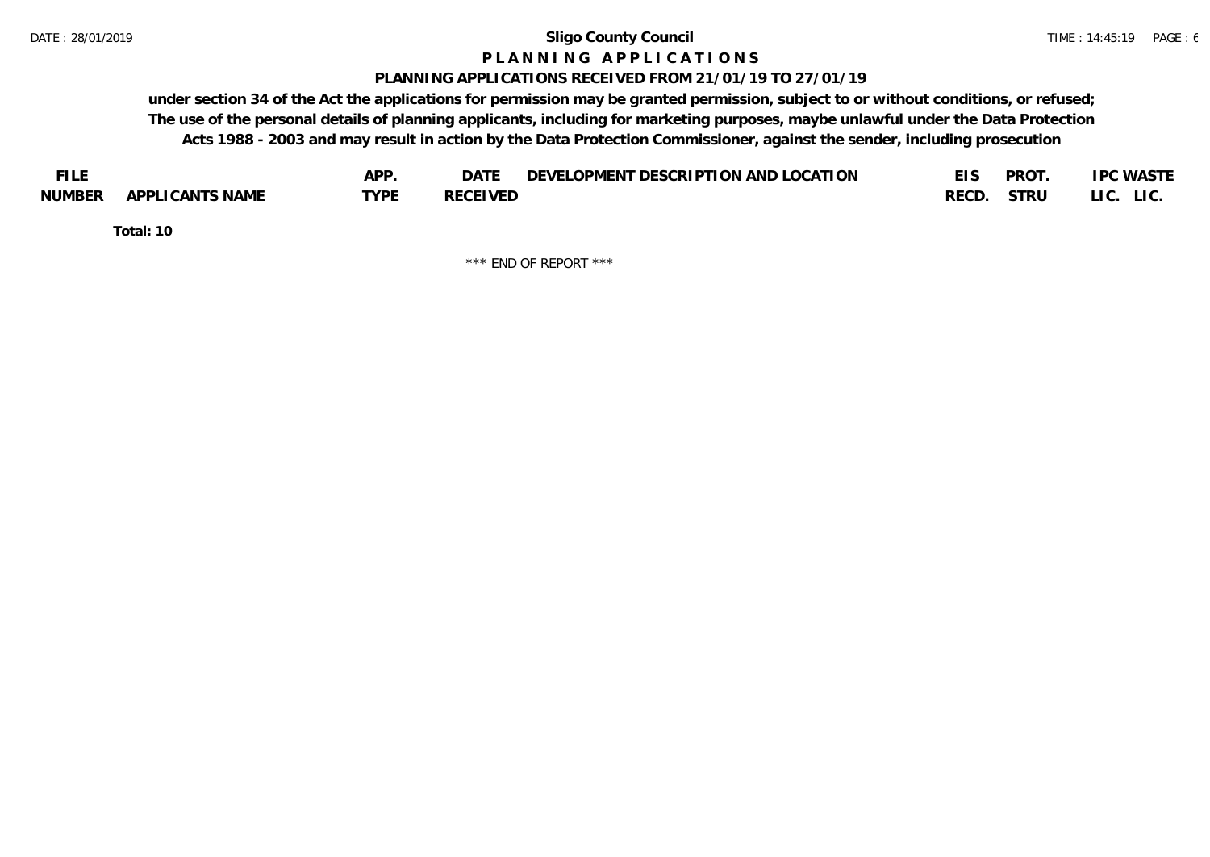**Sligo County Council**

**P L A N N I N G   A P P L I C A T I O N S**

**PLANNING APPLICATIONS RECEIVED FROM 21/01/19 TO 27/01/19**

**under section 34 of the Act the applications for permission may be granted permission, subject to or without conditions, or refused; The use of the personal details of planning applicants, including for marketing purposes, maybe unlawful under the Data Protection Acts 1988 - 2003 and may result in action by the Data Protection Commissioner, against the sender, including prosecution**

| FILE NUMBER | APPLICANTS NAME | APP. TYPE | DATE RECEIVED | DEVELOPMENT DESCRIPTION AND LOCATION | EIS RECD. | PROT. STRU | IPC LIC. | WASTE LIC. |
|---|---|---|---|---|---|---|---|---|

**Total: 10**

\*\*\* END OF REPORT \*\*\*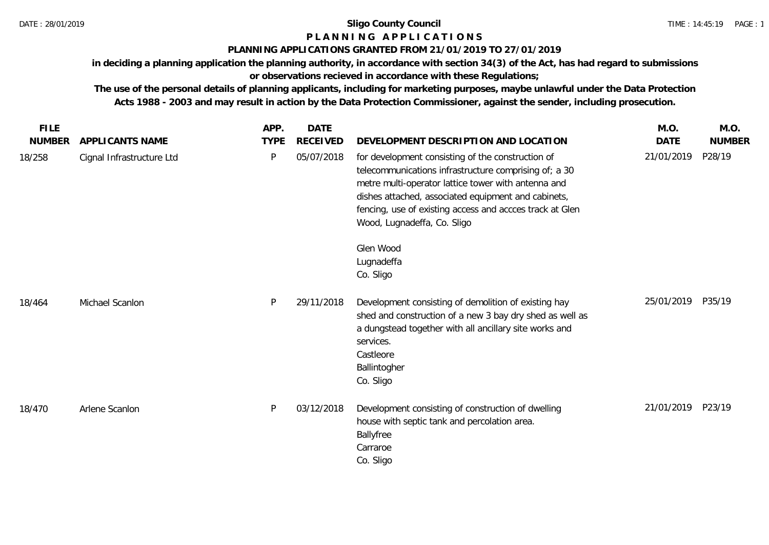# Sligo County Council

## P L A N N I N G   A P P L I C A T I O N S

### PLANNING APPLICATIONS GRANTED FROM 21/01/2019 TO 27/01/2019

**in deciding a planning application the planning authority, in accordance with section 34(3) of the Act, has had regard to submissions or observations recieved in accordance with these Regulations;**

**The use of the personal details of planning applicants, including for marketing purposes, maybe unlawful under the Data Protection Acts 1988 - 2003 and may result in action by the Data Protection Commissioner, against the sender, including prosecution.**

| FILE NUMBER | APPLICANTS NAME | APP. TYPE | DATE RECEIVED | DEVELOPMENT DESCRIPTION AND LOCATION | M.O. DATE | M.O. NUMBER |
|---|---|---|---|---|---|---|
| 18/258 | Cignal Infrastructure Ltd | P | 05/07/2018 | for development consisting of the construction of telecommunications infrastructure comprising of; a 30 metre multi-operator lattice tower with antenna and dishes attached, associated equipment and cabinets, fencing, use of existing access and accces track at Glen Wood, Lugnadeffa, Co. Sligo<br><br>Glen Wood<br>Lugnadeffa<br>Co. Sligo | 21/01/2019 | P28/19 |
| 18/464 | Michael Scanlon | P | 29/11/2018 | Development consisting of demolition of existing hay shed and construction of a new 3 bay dry shed as well as a dungstead together with all ancillary site works and services.<br>Castleore<br>Ballintogher<br>Co. Sligo | 25/01/2019 | P35/19 |
| 18/470 | Arlene Scanlon | P | 03/12/2018 | Development consisting of construction of dwelling house with septic tank and percolation area.<br>Ballyfree<br>Carraroe<br>Co. Sligo | 21/01/2019 | P23/19 |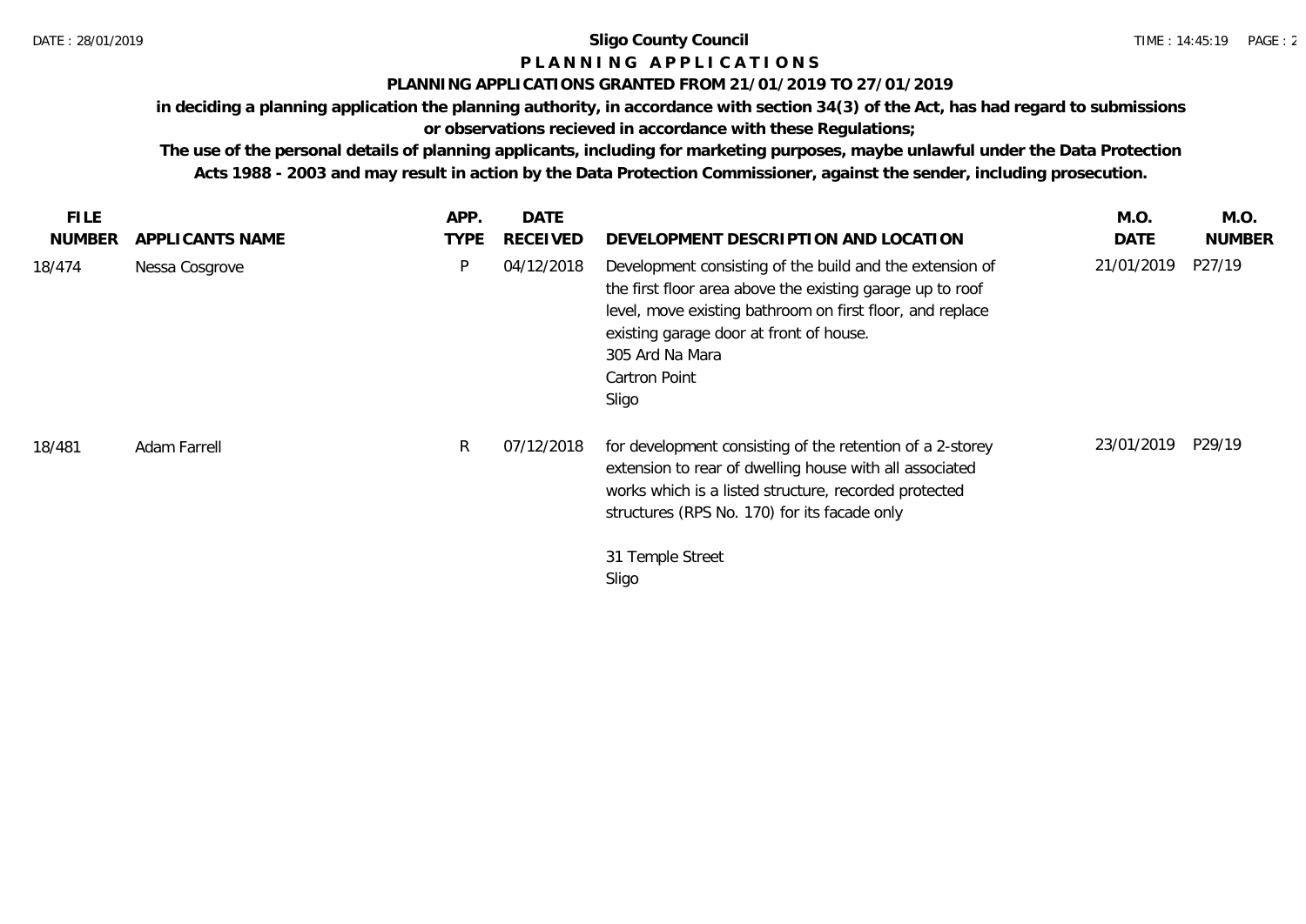**Sligo County Council**

**P L A N N I N G   A P P L I C A T I O N S**

**PLANNING APPLICATIONS GRANTED FROM 21/01/2019 TO 27/01/2019**

**in deciding a planning application the planning authority, in accordance with section 34(3) of the Act, has had regard to submissions or observations recieved in accordance with these Regulations;**

**The use of the personal details of planning applicants, including for marketing purposes, maybe unlawful under the Data Protection Acts 1988 - 2003 and may result in action by the Data Protection Commissioner, against the sender, including prosecution.**

| FILE NUMBER | APPLICANTS NAME | APP. TYPE | DATE RECEIVED | DEVELOPMENT DESCRIPTION AND LOCATION | M.O. DATE | M.O. NUMBER |
|---|---|---|---|---|---|---|
| 18/474 | Nessa Cosgrove | P | 04/12/2018 | Development consisting of the build and the extension of the first floor area above the existing garage up to roof level, move existing bathroom on first floor, and replace existing garage door at front of house.<br>305 Ard Na Mara<br>Cartron Point<br>Sligo | 21/01/2019 | P27/19 |
| 18/481 | Adam Farrell | R | 07/12/2018 | for development consisting of the retention of a 2-storey extension to rear of dwelling house with all associated works which is a listed structure, recorded protected structures (RPS No. 170) for its facade only<br><br>31 Temple Street<br>Sligo | 23/01/2019 | P29/19 |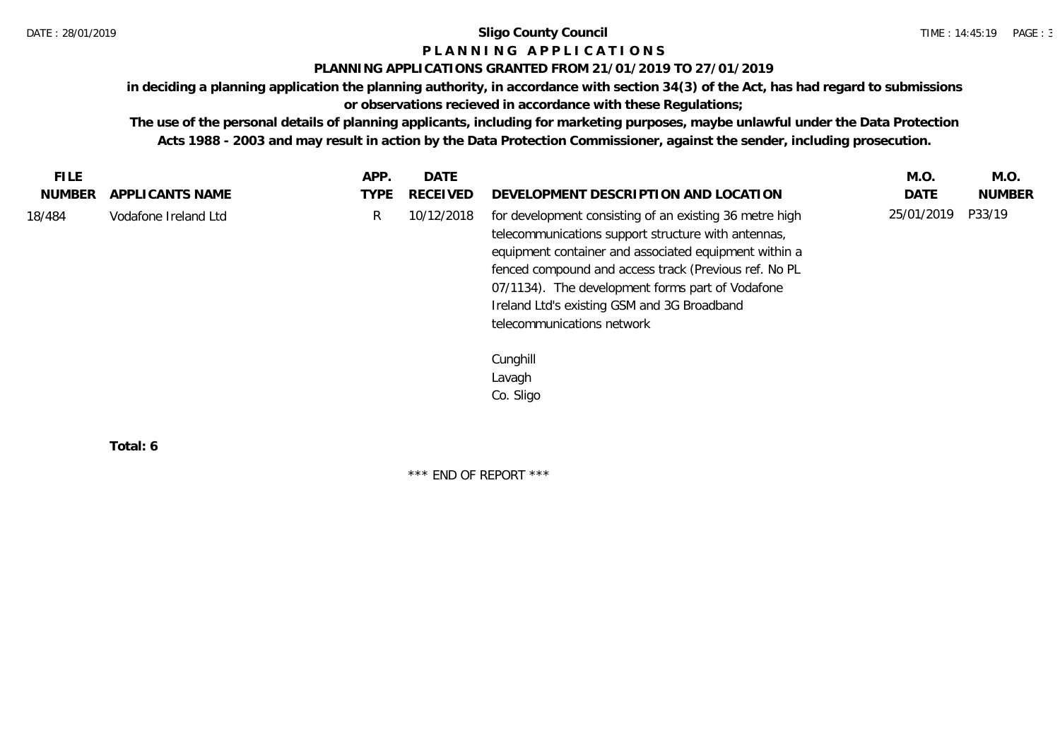**Sligo County Council**

**P L A N N I N G   A P P L I C A T I O N S**

**PLANNING APPLICATIONS GRANTED FROM 21/01/2019 TO 27/01/2019**

**in deciding a planning application the planning authority, in accordance with section 34(3) of the Act, has had regard to submissions or observations recieved in accordance with these Regulations;**

**The use of the personal details of planning applicants, including for marketing purposes, maybe unlawful under the Data Protection Acts 1988 - 2003 and may result in action by the Data Protection Commissioner, against the sender, including prosecution.**

| FILE NUMBER | APPLICANTS NAME | APP. TYPE | DATE RECEIVED | DEVELOPMENT DESCRIPTION AND LOCATION | M.O. DATE | M.O. NUMBER |
|---|---|---|---|---|---|---|
| 18/484 | Vodafone Ireland Ltd | R | 10/12/2018 | for development consisting of an existing 36 metre high telecommunications support structure with antennas, equipment container and associated equipment within a fenced compound and access track (Previous ref. No PL 07/1134). The development forms part of Vodafone Ireland Ltd's existing GSM and 3G Broadband telecommunications network<br><br>Cunghill<br>Lavagh<br>Co. Sligo | 25/01/2019 | P33/19 |

**Total: 6**

\*\*\* END OF REPORT \*\*\*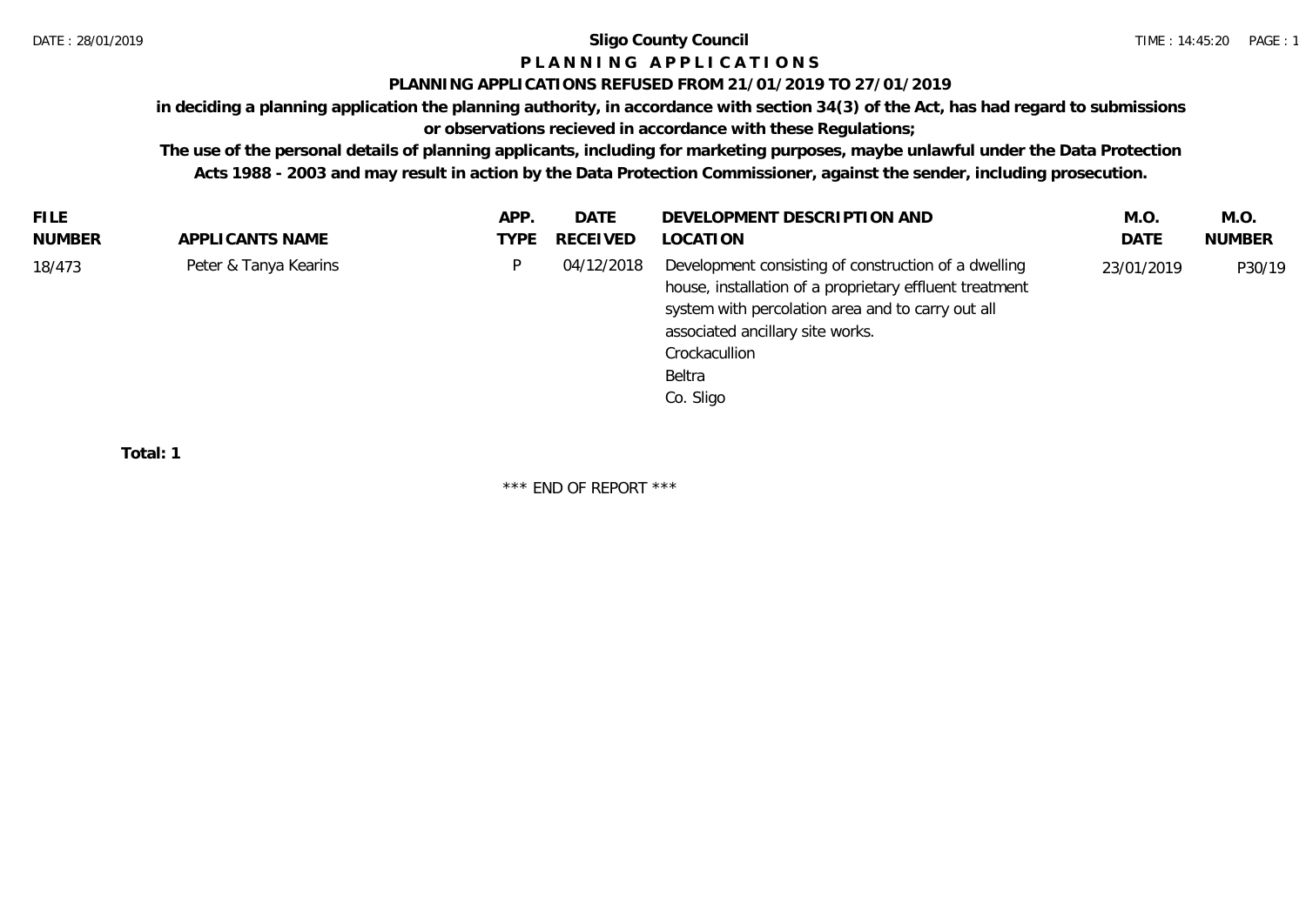# Sligo County Council

## P L A N N I N G   A P P L I C A T I O N S

### PLANNING APPLICATIONS REFUSED FROM 21/01/2019 TO 27/01/2019

**in deciding a planning application the planning authority, in accordance with section 34(3) of the Act, has had regard to submissions or observations recieved in accordance with these Regulations;**

**The use of the personal details of planning applicants, including for marketing purposes, maybe unlawful under the Data Protection Acts 1988 - 2003 and may result in action by the Data Protection Commissioner, against the sender, including prosecution.**

| FILE NUMBER | APPLICANTS NAME | APP. TYPE | DATE RECEIVED | DEVELOPMENT DESCRIPTION AND LOCATION | M.O. DATE | M.O. NUMBER |
|---|---|---|---|---|---|---|
| 18/473 | Peter & Tanya Kearins | P | 04/12/2018 | Development consisting of construction of a dwelling house, installation of a proprietary effluent treatment system with percolation area and to carry out all associated ancillary site works.<br>Crockacullion<br>Beltra<br>Co. Sligo | 23/01/2019 | P30/19 |

**Total: 1**

\*\*\* END OF REPORT \*\*\*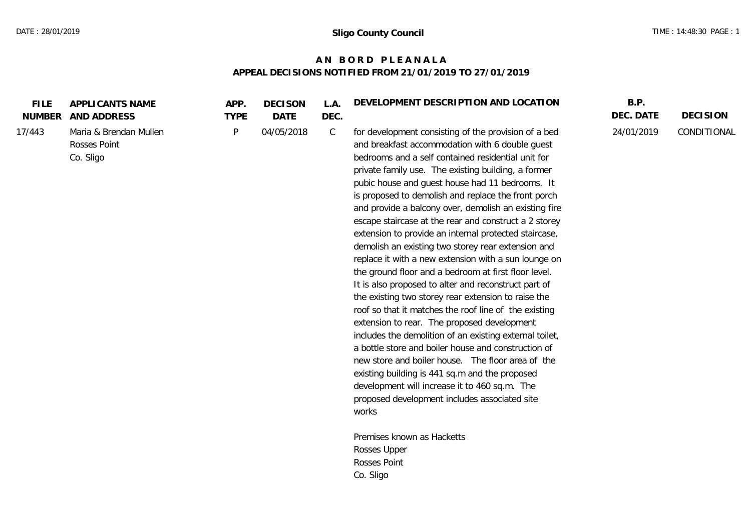**Sligo County Council**

# AN BORD PLEANALA

## APPEAL DECISIONS NOTIFIED FROM 21/01/2019 TO 27/01/2019

| FILE NUMBER | APPLICANTS NAME AND ADDRESS | APP. TYPE | DECISON DATE | L.A. DEC. | DEVELOPMENT DESCRIPTION AND LOCATION | B.P. DEC. DATE | DECISION |
|---|---|---|---|---|---|---|---|
| 17/443 | Maria & Brendan Mullen<br>Rosses Point<br>Co. Sligo | P | 04/05/2018 | C | for development consisting of the provision of a bed and breakfast accommodation with 6 double guest bedrooms and a self contained residential unit for private family use. The existing building, a former pubic house and guest house had 11 bedrooms. It is proposed to demolish and replace the front porch and provide a balcony over, demolish an existing fire escape staircase at the rear and construct a 2 storey extension to provide an internal protected staircase, demolish an existing two storey rear extension and replace it with a new extension with a sun lounge on the ground floor and a bedroom at first floor level. It is also proposed to alter and reconstruct part of the existing two storey rear extension to raise the roof so that it matches the roof line of the existing extension to rear. The proposed development includes the demolition of an existing external toilet, a bottle store and boiler house and construction of new store and boiler house. The floor area of the existing building is 441 sq.m and the proposed development will increase it to 460 sq.m. The proposed development includes associated site works<br><br>Premises known as Hacketts<br>Rosses Upper<br>Rosses Point<br>Co. Sligo | 24/01/2019 | CONDITIONAL |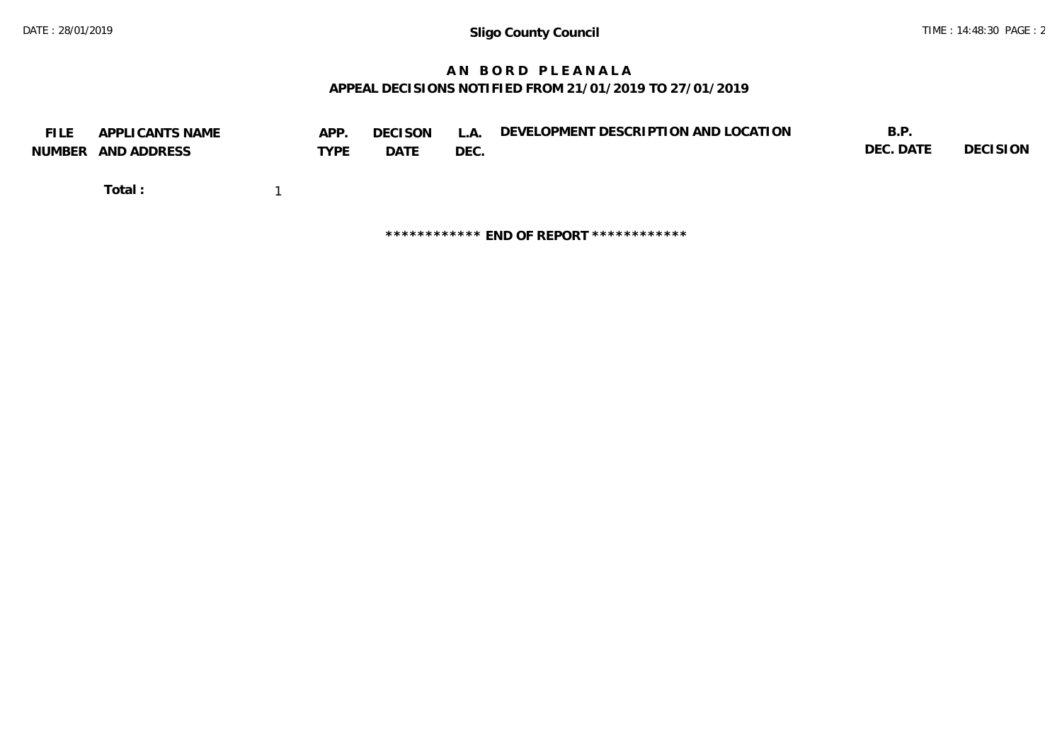## A N   B O R D   P L E A N A L A

### APPEAL DECISIONS NOTIFIED FROM 21/01/2019 TO 27/01/2019

| FILE NUMBER | APPLICANTS NAME AND ADDRESS | APP. TYPE | DECISON DATE | L.A. DEC. | DEVELOPMENT DESCRIPTION AND LOCATION | B.P. DEC. DATE | DECISION |
|---|---|---|---|---|---|---|---|

**Total :** 1

************ **END OF REPORT** ************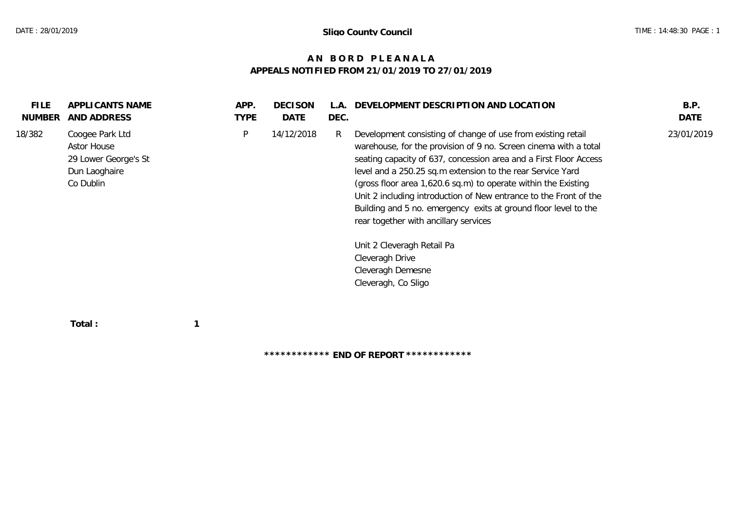Sligo County Council

# AN BORD PLEANALA
## APPEALS NOTIFIED FROM 21/01/2019 TO 27/01/2019

| FILE NUMBER | APPLICANTS NAME AND ADDRESS | APP. TYPE | DECISON DATE | L.A. DEC. | DEVELOPMENT DESCRIPTION AND LOCATION | B.P. DATE |
|---|---|---|---|---|---|---|
| 18/382 | Coogee Park Ltd<br>Astor House<br>29 Lower George's St<br>Dun Laoghaire<br>Co Dublin | P | 14/12/2018 | R | Development consisting of change of use from existing retail warehouse, for the provision of 9 no. Screen cinema with a total seating capacity of 637, concession area and a First Floor Access level and a 250.25 sq.m extension to the rear Service Yard (gross floor area 1,620.6 sq.m) to operate within the Existing Unit 2 including introduction of New entrance to the Front of the Building and 5 no. emergency exits at ground floor level to the rear together with ancillary services<br><br>Unit 2 Cleveragh Retail Pa<br>Cleveragh Drive<br>Cleveragh Demesne<br>Cleveragh, Co Sligo | 23/01/2019 |

**Total : 1**

**\*\*\*\*\*\*\*\*\*\*\*\* END OF REPORT \*\*\*\*\*\*\*\*\*\*\*\***